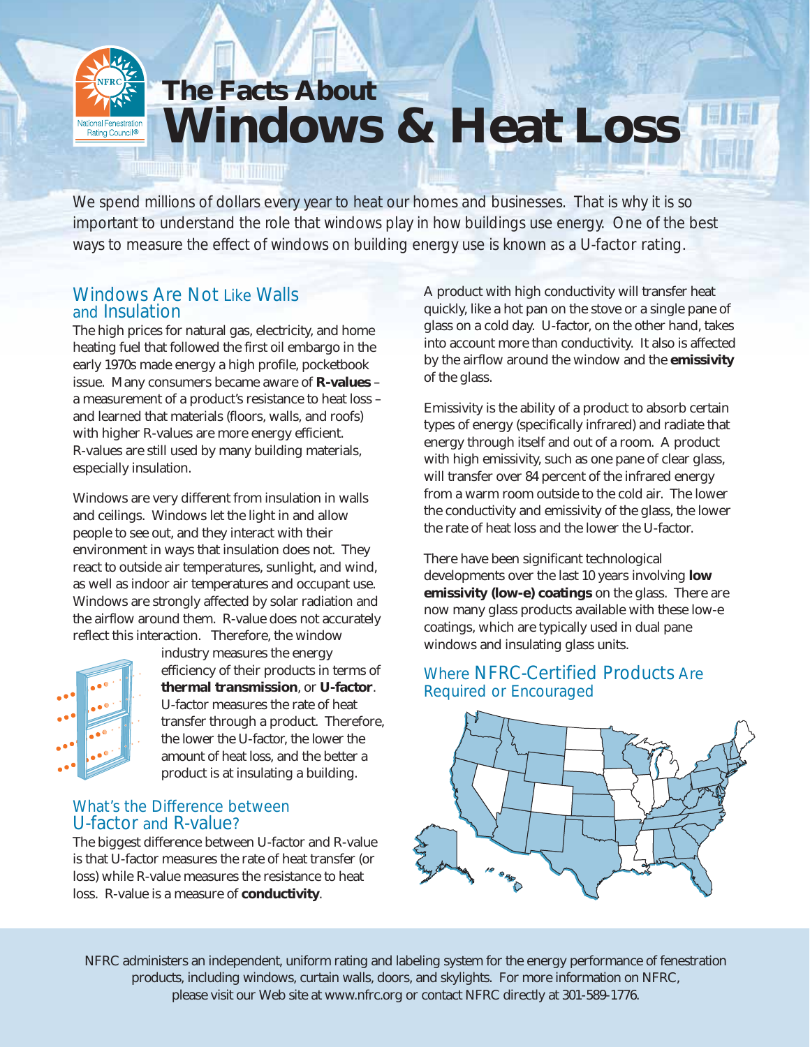# The Facts About Windows & Heat Loss

*We spend millions of dollars every year to heat our homes and businesses. That is why it is so important to understand the role that windows play in how buildings use energy. One of the best ways to measure the effect of windows on building energy use is known as a U-factor rating.*

## Windows Are Not Like Walls and Insulation

The high prices for natural gas, electricity, and home heating fuel that followed the first oil embargo in the early 1970s made energy a high profile, pocketbook issue. Many consumers became aware of **R-values** – a measurement of a product's resistance to heat loss – and learned that materials (floors, walls, and roofs) with higher R-values are more energy efficient. R-values are still used by many building materials, especially insulation.

Windows are very different from insulation in walls and ceilings. Windows let the light in and allow people to see out, and they interact with their environment in ways that insulation does not. They react to outside air temperatures, sunlight, and wind, as well as indoor air temperatures and occupant use. Windows are strongly affected by solar radiation and the airflow around them. R-value does not accurately reflect this interaction. Therefore, the window industry measures the energy efficiency of their products in terms of **thermal transmission**, or **U-factor**. U-factor measures the rate of heat transfer through a product. Therefore, the lower the U-factor, the lower the amount of heat loss, and the better a product is at insulating a building.

## What's the Difference between U-factor and R-value?

The biggest difference between U-factor and R-value is that U-factor measures the rate of heat transfer (or loss) while R-value measures the resistance to heat loss. R-value is a measure of **conductivity**.

A product with high conductivity will transfer heat quickly, like a hot pan on the stove or a single pane of glass on a cold day. U-factor, on the other hand, takes into account more than conductivity. It also is affected by the airflow around the window and the **emissivity** of the glass.

Emissivity is the ability of a product to absorb certain types of energy (specifically infrared) and radiate that energy through itself and out of a room. A product with high emissivity, such as one pane of clear glass, will transfer over 84 percent of the infrared energy from a warm room outside to the cold air. The lower the conductivity and emissivity of the glass, the lower the rate of heat loss and the lower the U-factor.

There have been significant technological developments over the last 10 years involving **low emissivity (low-e) coatings** on the glass. There are now many glass products available with these low-e coatings, which are typically used in dual pane windows and insulating glass units.

## Where NFRC-Certified Products Are Required or Encouraged

NFRC administers an independent, uniform rating and labeling system for the energy performance of fenestration products, including windows, curtain walls, doors, and skylights. For more information on NFRC, please visit our Web site at www.nfrc.org or contact NFRC directly at 301-589-1776.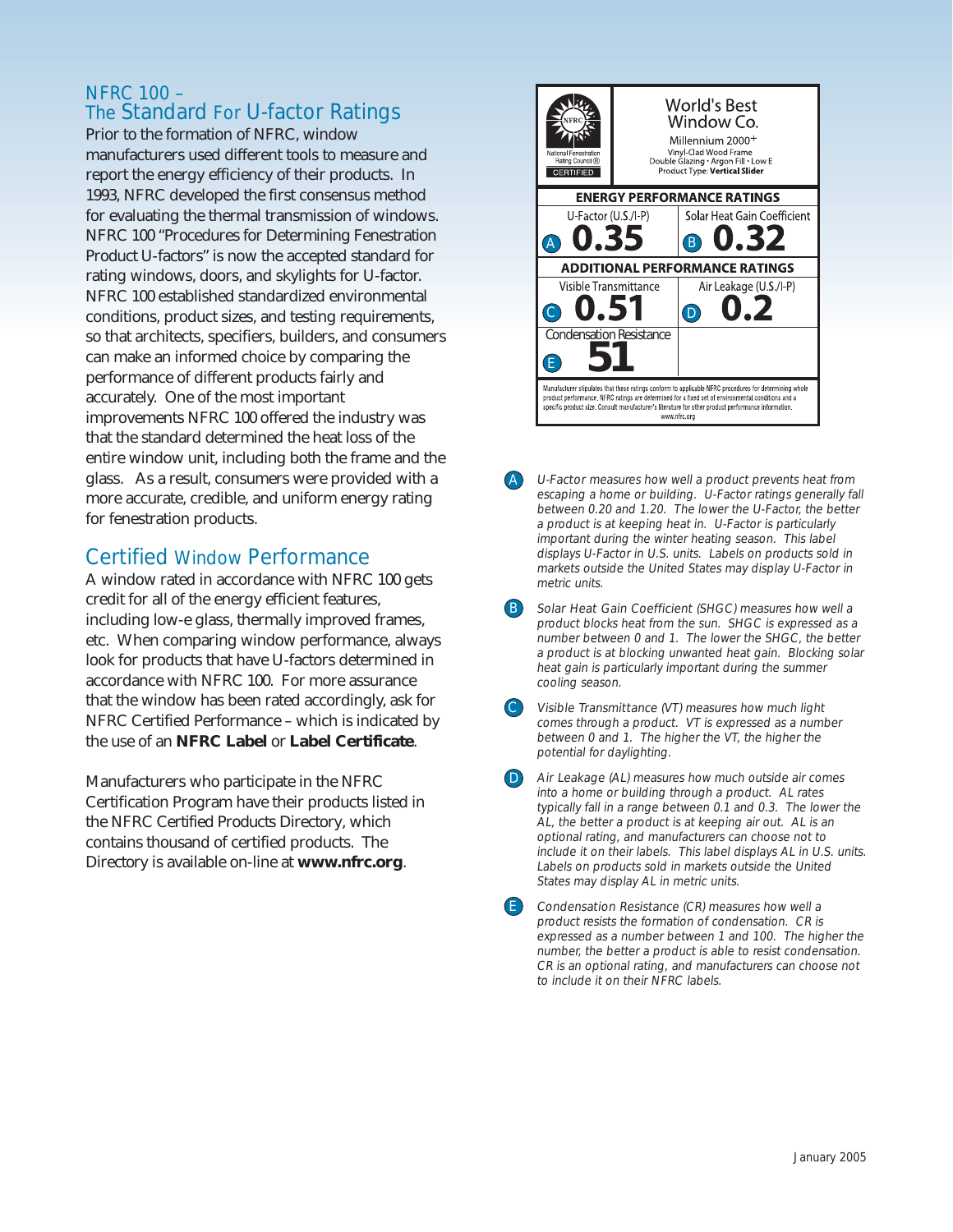## NFRC 100 – The Standard For U-factor Ratings

Prior to the formation of NFRC, window manufacturers used different tools to measure and report the energy efficiency of their products. In 1993, NFRC developed the first consensus method for evaluating the thermal transmission of windows. NFRC 100 "Procedures for Determining Fenestration Product U-factors" is now the accepted standard for rating windows, doors, and skylights for U-factor. NFRC 100 established standardized environmental conditions, product sizes, and testing requirements, so that architects, specifiers, builders, and consumers can make an informed choice by comparing the performance of different products fairly and accurately. One of the most important improvements NFRC 100 offered the industry was that the standard determined the heat loss of the entire window unit, including both the frame and the glass. As a result, consumers were provided with a more accurate, credible, and uniform energy rating for fenestration products.

## Certified Window Performance

A window rated in accordance with NFRC 100 gets credit for all of the energy efficient features, including low-e glass, thermally improved frames, etc. When comparing window performance, always look for products that have U-factors determined in accordance with NFRC 100. For more assurance that the window has been rated accordingly, ask for NFRC Certified Performance – which is indicated by the use of an **NFRC Label** or **Label Certificate**.

Manufacturers who participate in the NFRC Certification Program have their products listed in the NFRC Certified Products Directory, which contains thousand of certified products. The Directory is available on-line at **www.nfrc.org**.

NFRC
National Fenestration Rating Council®
CERTIFIED

World's Best Window Co.
Millennium 2000+
Vinyl-Clad Wood Frame
Double Glazing • Argon Fill • Low E
Product Type: **Vertical Slider**

| ENERGY PERFORMANCE RATINGS | |
|---|---|
| U-Factor (U.S./I-P) (A) **0.35** | Solar Heat Gain Coefficient (B) **0.32** |
| **ADDITIONAL PERFORMANCE RATINGS** | |
| Visible Transmittance (C) **0.51** | Air Leakage (U.S./I-P) (D) **0.2** |
| Condensation Resistance (E) **51** | |

Manufacturer stipulates that these ratings conform to applicable NFRC procedures for determining whole product performance. NFRC ratings are determined for a fixed set of environmental conditions and a specific product size. Consult manufacturer's literature for other product performance information. www.nfrc.org

(A) *U-Factor measures how well a product prevents heat from escaping a home or building. U-Factor ratings generally fall between 0.20 and 1.20. The lower the U-Factor, the better a product is at keeping heat in. U-Factor is particularly important during the winter heating season. This label displays U-Factor in U.S. units. Labels on products sold in markets outside the United States may display U-Factor in metric units.*

(B) *Solar Heat Gain Coefficient (SHGC) measures how well a product blocks heat from the sun. SHGC is expressed as a number between 0 and 1. The lower the SHGC, the better a product is at blocking unwanted heat gain. Blocking solar heat gain is particularly important during the summer cooling season.*

(C) *Visible Transmittance (VT) measures how much light comes through a product. VT is expressed as a number between 0 and 1. The higher the VT, the higher the potential for daylighting.*

(D) *Air Leakage (AL) measures how much outside air comes into a home or building through a product. AL rates typically fall in a range between 0.1 and 0.3. The lower the AL, the better a product is at keeping air out. AL is an optional rating, and manufacturers can choose not to include it on their labels. This label displays AL in U.S. units. Labels on products sold in markets outside the United States may display AL in metric units.*

(E) *Condensation Resistance (CR) measures how well a product resists the formation of condensation. CR is expressed as a number between 1 and 100. The higher the number, the better a product is able to resist condensation. CR is an optional rating, and manufacturers can choose not to include it on their NFRC labels.*

January 2005